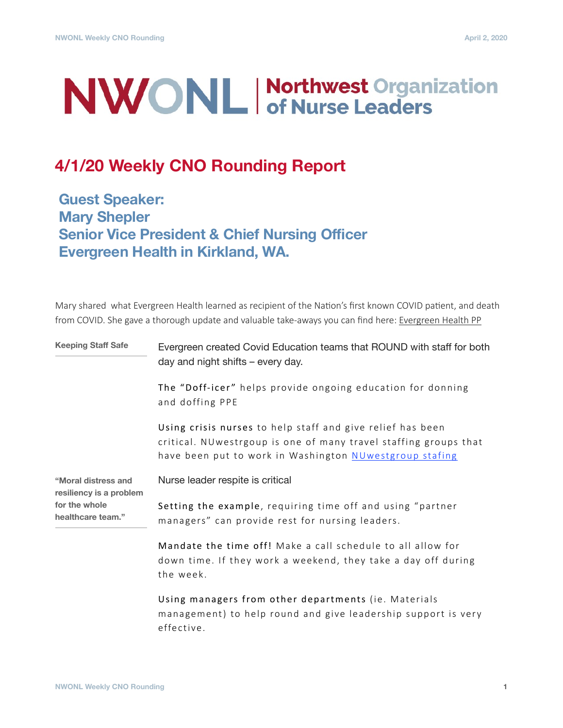# NWONL | Northwest Organization of Nurse Leaders

## 4/1/20 Weekly CNO Rounding Report

### Guest Speaker:
### Mary Shepler
### Senior Vice President & Chief Nursing Officer
### Evergreen Health in Kirkland, WA.

Mary shared  what Evergreen Health learned as recipient of the Nation's first known COVID patient, and death from COVID. She gave a thorough update and valuable take-aways you can find here: Evergreen Health PP

**Keeping Staff Safe**

Evergreen created Covid Education teams that ROUND with staff for both day and night shifts – every day.

The "Doff-icer" helps provide ongoing education for donning and doffing PPE

Using crisis nurses to help staff and give relief has been critical. NUwestrgoup is one of many travel staffing groups that have been put to work in Washington NUwestgroup stafing

**"Moral distress and resiliency is a problem for the whole healthcare team."**

Nurse leader respite is critical

Setting the example, requiring time off and using "partner managers" can provide rest for nursing leaders.

Mandate the time off! Make a call schedule to all allow for down time. If they work a weekend, they take a day off during the week.

Using managers from other departments (ie. Materials management) to help round and give leadership support is very effective.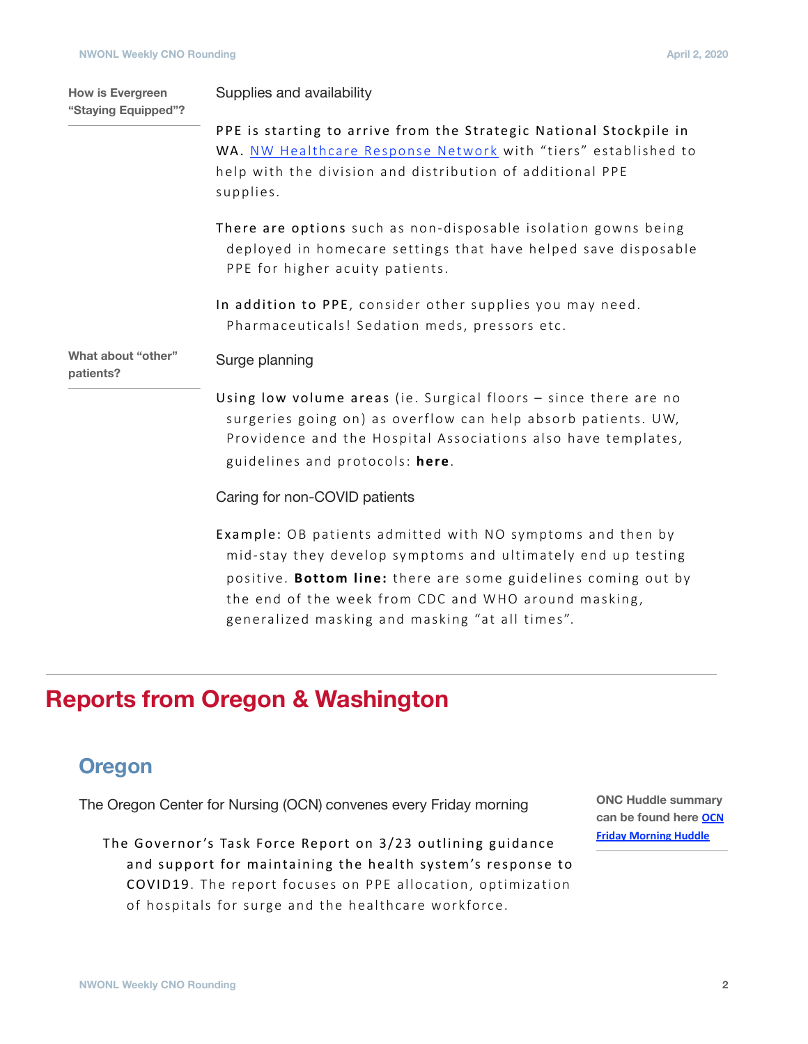**How is Evergreen "Staying Equipped"?**

Supplies and availability

**PPE is starting to arrive from the Strategic National Stockpile in WA.** NW Healthcare Response Network with "tiers" established to help with the division and distribution of additional PPE supplies.

**There are options** such as non-disposable isolation gowns being deployed in homecare settings that have helped save disposable PPE for higher acuity patients.

**In addition to PPE**, consider other supplies you may need. Pharmaceuticals! Sedation meds, pressors etc.

**What about "other" patients?**

Surge planning

**Using low volume areas** (ie. Surgical floors – since there are no surgeries going on) as overflow can help absorb patients. UW, Providence and the Hospital Associations also have templates, guidelines and protocols: **here**.

Caring for non-COVID patients

**Example:** OB patients admitted with NO symptoms and then by mid-stay they develop symptoms and ultimately end up testing positive. **Bottom line:** there are some guidelines coming out by the end of the week from CDC and WHO around masking, generalized masking and masking "at all times".

# Reports from Oregon & Washington

## Oregon

The Oregon Center for Nursing (OCN) convenes every Friday morning

**The Governor's Task Force Report on 3/23 outlining guidance and support for maintaining the health system's response to COVID19**. The report focuses on PPE allocation, optimization of hospitals for surge and the healthcare workforce.

**ONC Huddle summary can be found here OCN Friday Morning Huddle**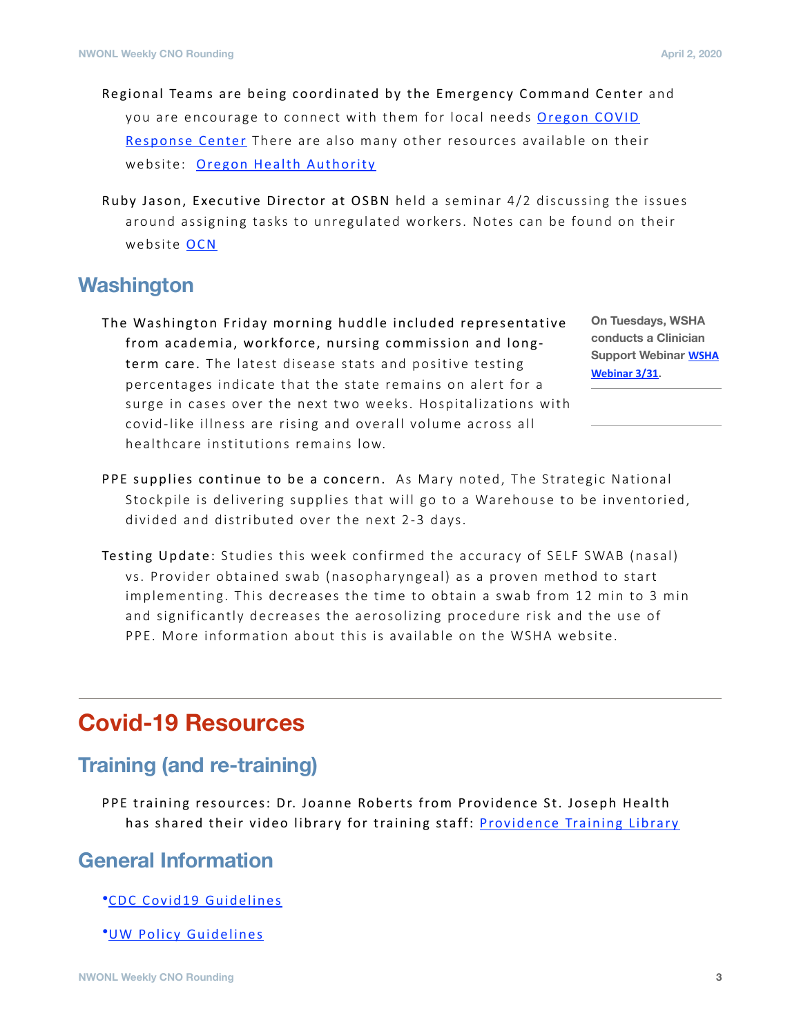Regional Teams are being coordinated by the Emergency Command Center and you are encourage to connect with them for local needs [Oregon COVID Response Center] There are also many other resources available on their website: [Oregon Health Authority]

Ruby Jason, Executive Director at OSBN held a seminar 4/2 discussing the issues around assigning tasks to unregulated workers. Notes can be found on their website [OCN]

## Washington

The Washington Friday morning huddle included representative from academia, workforce, nursing commission and long-term care. The latest disease stats and positive testing percentages indicate that the state remains on alert for a surge in cases over the next two weeks. Hospitalizations with covid-like illness are rising and overall volume across all healthcare institutions remains low.

**On Tuesdays, WSHA conducts a Clinician Support Webinar [WSHA Webinar 3/31].**

PPE supplies continue to be a concern. As Mary noted, The Strategic National Stockpile is delivering supplies that will go to a Warehouse to be inventoried, divided and distributed over the next 2-3 days.

Testing Update: Studies this week confirmed the accuracy of SELF SWAB (nasal) vs. Provider obtained swab (nasopharyngeal) as a proven method to start implementing. This decreases the time to obtain a swab from 12 min to 3 min and significantly decreases the aerosolizing procedure risk and the use of PPE. More information about this is available on the WSHA website.

---

# Covid-19 Resources

## Training (and re-training)

PPE training resources: Dr. Joanne Roberts from Providence St. Joseph Health has shared their video library for training staff: [Providence Training Library]

## General Information

- [CDC Covid19 Guidelines]
- [UW Policy Guidelines]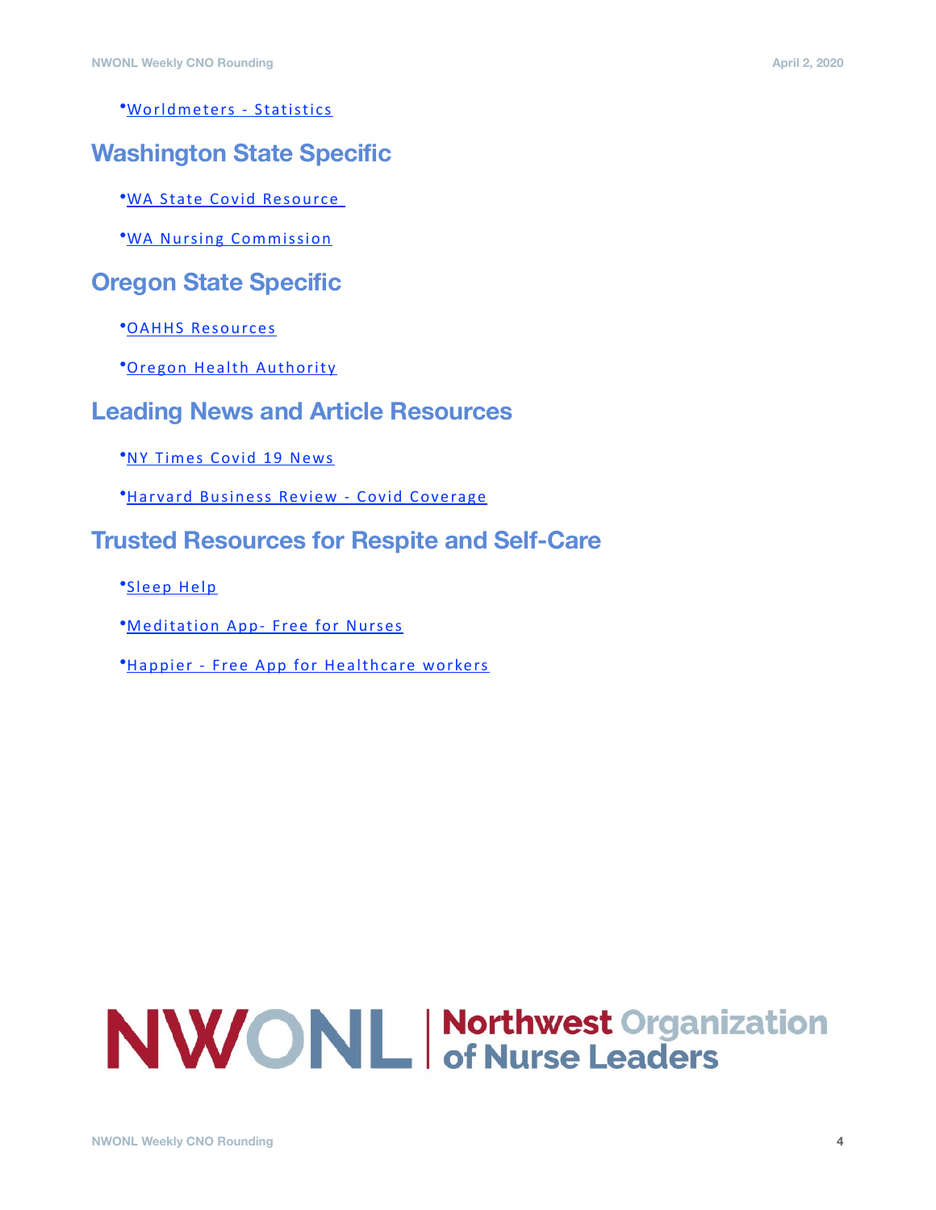- Worldmeters - Statistics

## Washington State Specific

- WA State Covid Resource
- WA Nursing Commission

## Oregon State Specific

- OAHHS Resources
- Oregon Health Authority

## Leading News and Article Resources

- NY Times Covid 19 News
- Harvard Business Review - Covid Coverage

## Trusted Resources for Respite and Self-Care

- Sleep Help
- Meditation App- Free for Nurses
- Happier - Free App for Healthcare workers

NWONL | Northwest Organization of Nurse Leaders